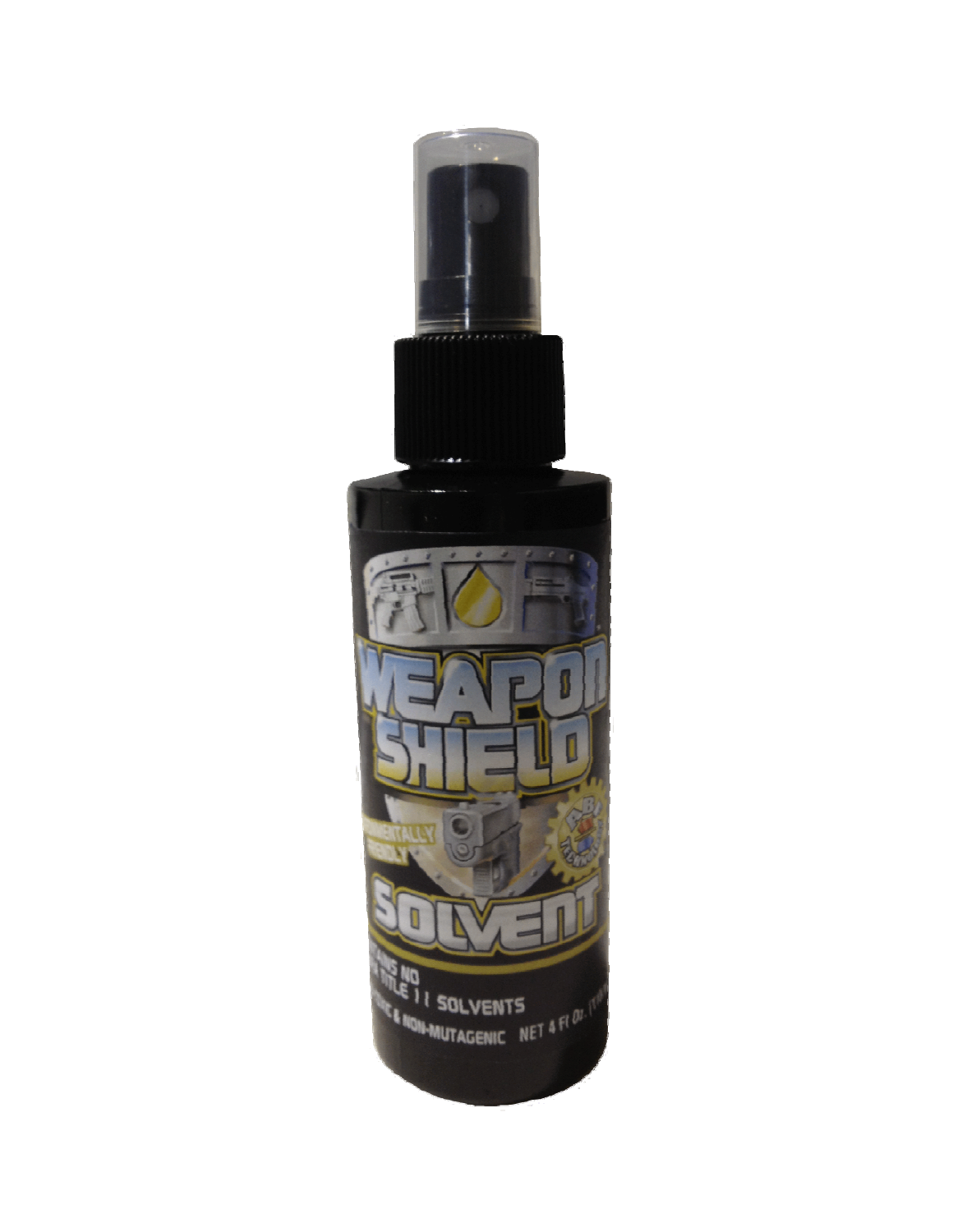WEAPON SHIELD

...NMENTALLY FRIENDLY

SOLVENT

...TAINS NO
...A TITLE 1 I SOLVENTS
...GENIC & NON-MUTAGENIC NET 4 Fl Oz. (1...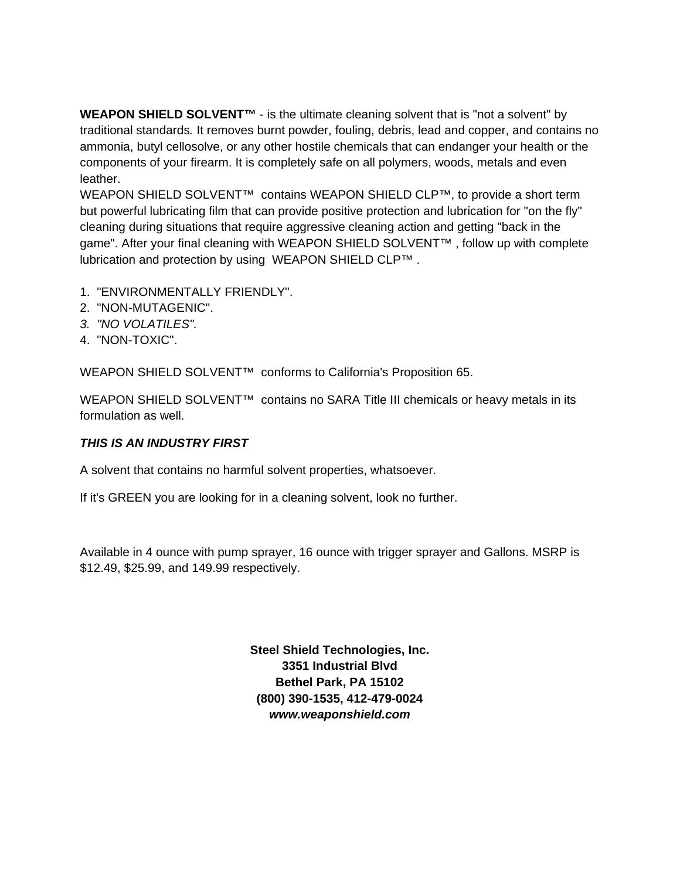**WEAPON SHIELD SOLVENT™** - is the ultimate cleaning solvent that is "not a solvent" by traditional standards*.* It removes burnt powder, fouling, debris, lead and copper, and contains no ammonia, butyl cellosolve, or any other hostile chemicals that can endanger your health or the components of your firearm. It is completely safe on all polymers, woods, metals and even leather.
WEAPON SHIELD SOLVENT™ contains WEAPON SHIELD CLP™, to provide a short term but powerful lubricating film that can provide positive protection and lubrication for "on the fly" cleaning during situations that require aggressive cleaning action and getting "back in the game". After your final cleaning with WEAPON SHIELD SOLVENT™ , follow up with complete lubrication and protection by using WEAPON SHIELD CLP™ .

1. "ENVIRONMENTALLY FRIENDLY".
2. "NON-MUTAGENIC".
3. *"NO VOLATILES".*
4. "NON-TOXIC".

WEAPON SHIELD SOLVENT™ conforms to California's Proposition 65.

WEAPON SHIELD SOLVENT™ contains no SARA Title III chemicals or heavy metals in its formulation as well.

***THIS IS AN INDUSTRY FIRST***

A solvent that contains no harmful solvent properties, whatsoever.

If it's GREEN you are looking for in a cleaning solvent, look no further.

Available in 4 ounce with pump sprayer, 16 ounce with trigger sprayer and Gallons. MSRP is $12.49, $25.99, and 149.99 respectively.

**Steel Shield Technologies, Inc.**
**3351 Industrial Blvd**
**Bethel Park, PA 15102**
**(800) 390-1535, 412-479-0024**
***www.weaponshield.com***